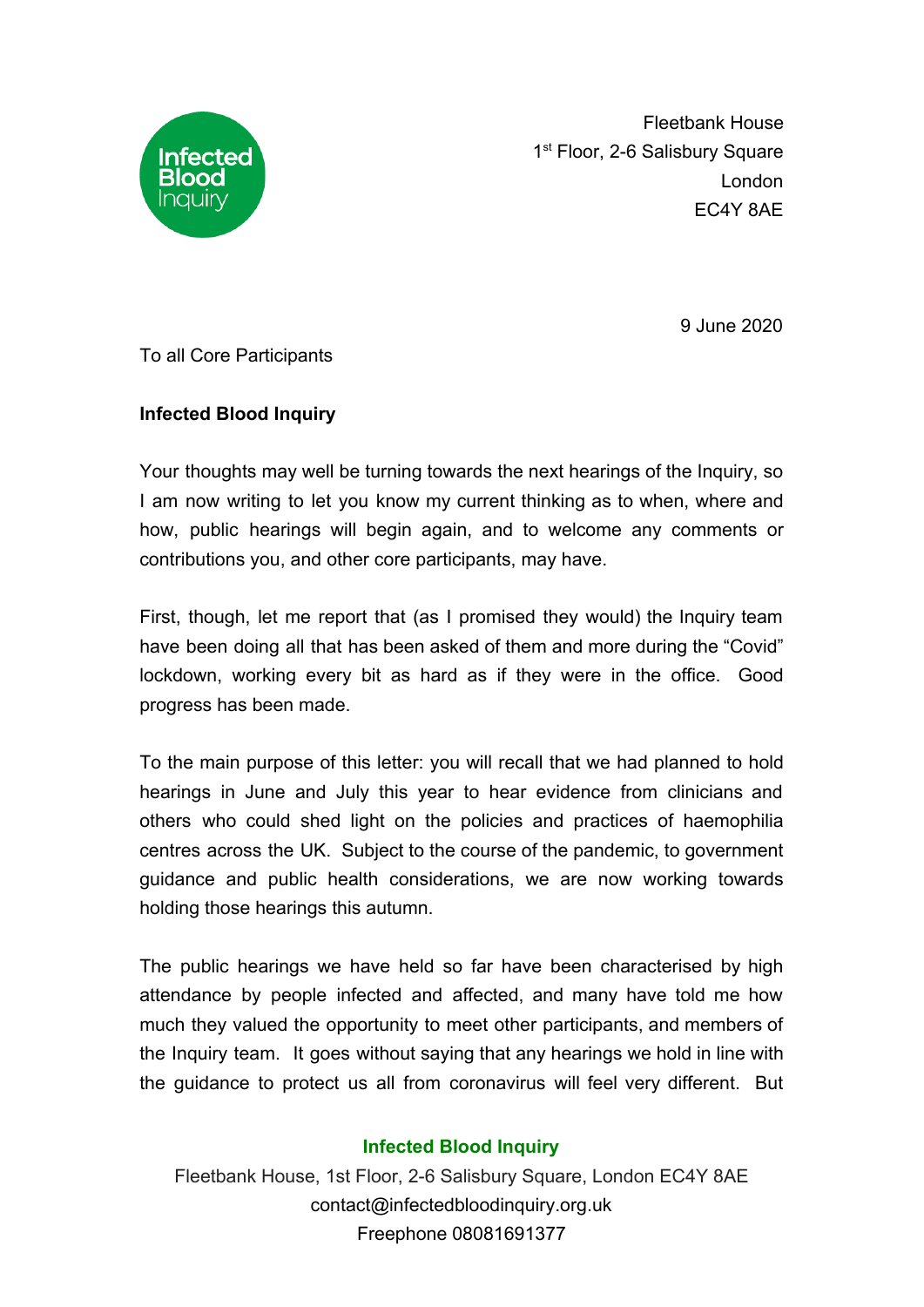Fleetbank House
1st Floor, 2-6 Salisbury Square
London
EC4Y 8AE

9 June 2020

To all Core Participants

**Infected Blood Inquiry**

Your thoughts may well be turning towards the next hearings of the Inquiry, so I am now writing to let you know my current thinking as to when, where and how, public hearings will begin again, and to welcome any comments or contributions you, and other core participants, may have.

First, though, let me report that (as I promised they would) the Inquiry team have been doing all that has been asked of them and more during the "Covid" lockdown, working every bit as hard as if they were in the office. Good progress has been made.

To the main purpose of this letter: you will recall that we had planned to hold hearings in June and July this year to hear evidence from clinicians and others who could shed light on the policies and practices of haemophilia centres across the UK. Subject to the course of the pandemic, to government guidance and public health considerations, we are now working towards holding those hearings this autumn.

The public hearings we have held so far have been characterised by high attendance by people infected and affected, and many have told me how much they valued the opportunity to meet other participants, and members of the Inquiry team. It goes without saying that any hearings we hold in line with the guidance to protect us all from coronavirus will feel very different. But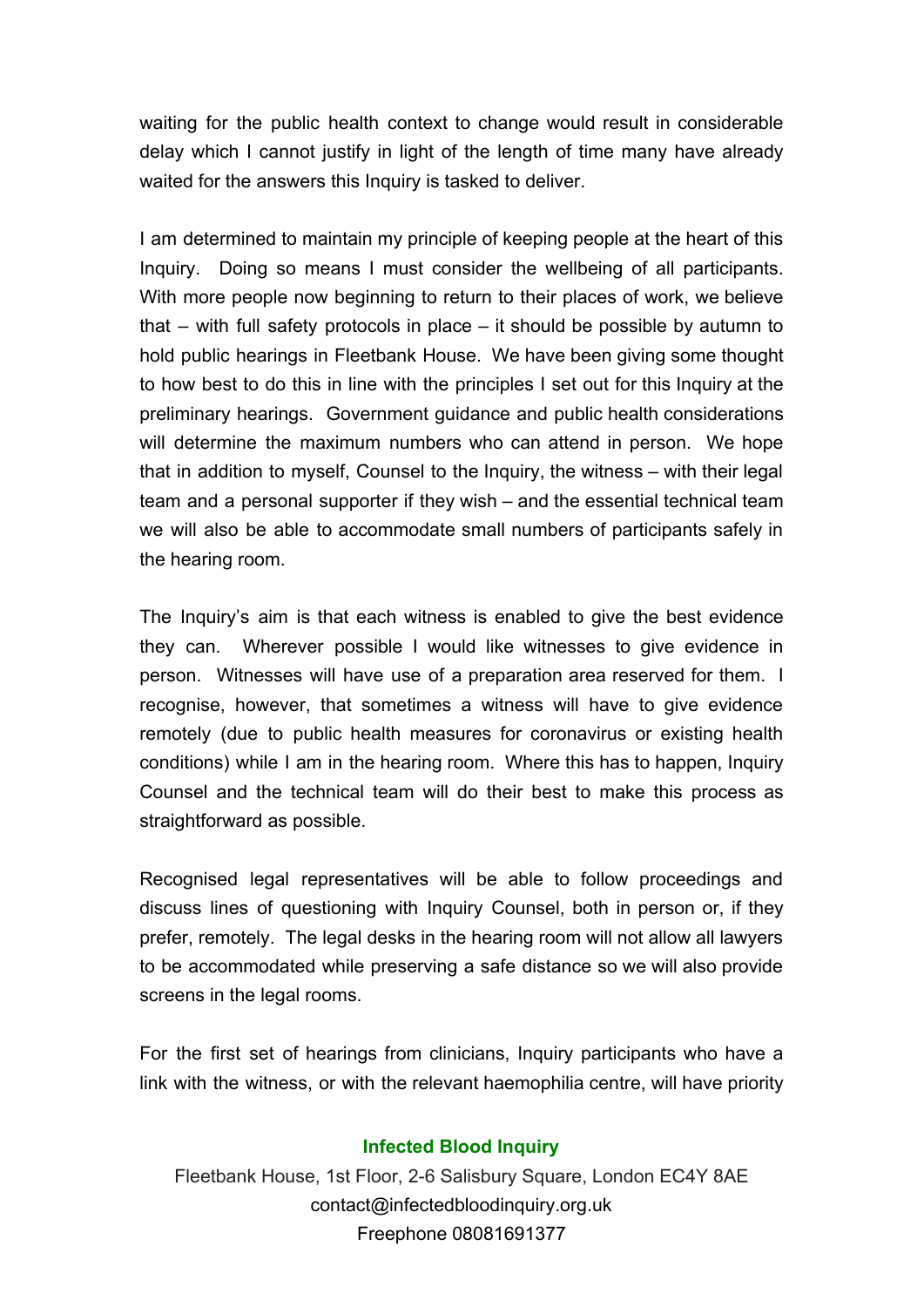waiting for the public health context to change would result in considerable delay which I cannot justify in light of the length of time many have already waited for the answers this Inquiry is tasked to deliver.

I am determined to maintain my principle of keeping people at the heart of this Inquiry. Doing so means I must consider the wellbeing of all participants. With more people now beginning to return to their places of work, we believe that – with full safety protocols in place – it should be possible by autumn to hold public hearings in Fleetbank House. We have been giving some thought to how best to do this in line with the principles I set out for this Inquiry at the preliminary hearings. Government guidance and public health considerations will determine the maximum numbers who can attend in person. We hope that in addition to myself, Counsel to the Inquiry, the witness – with their legal team and a personal supporter if they wish – and the essential technical team we will also be able to accommodate small numbers of participants safely in the hearing room.

The Inquiry's aim is that each witness is enabled to give the best evidence they can. Wherever possible I would like witnesses to give evidence in person. Witnesses will have use of a preparation area reserved for them. I recognise, however, that sometimes a witness will have to give evidence remotely (due to public health measures for coronavirus or existing health conditions) while I am in the hearing room. Where this has to happen, Inquiry Counsel and the technical team will do their best to make this process as straightforward as possible.

Recognised legal representatives will be able to follow proceedings and discuss lines of questioning with Inquiry Counsel, both in person or, if they prefer, remotely. The legal desks in the hearing room will not allow all lawyers to be accommodated while preserving a safe distance so we will also provide screens in the legal rooms.

For the first set of hearings from clinicians, Inquiry participants who have a link with the witness, or with the relevant haemophilia centre, will have priority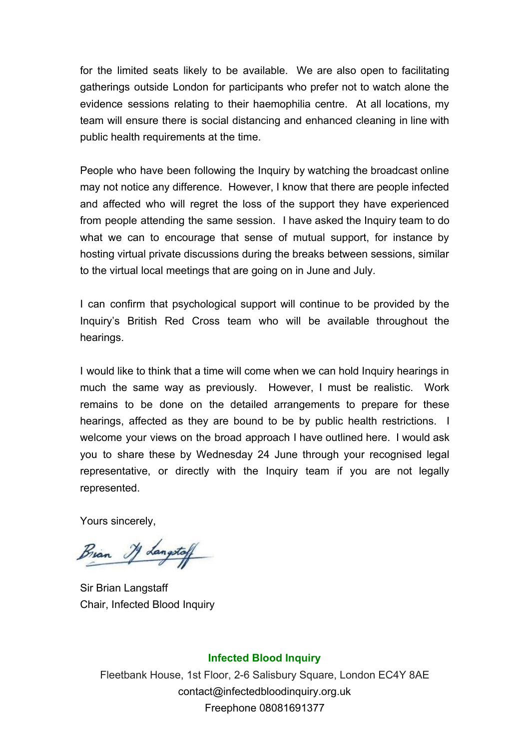for the limited seats likely to be available. We are also open to facilitating gatherings outside London for participants who prefer not to watch alone the evidence sessions relating to their haemophilia centre. At all locations, my team will ensure there is social distancing and enhanced cleaning in line with public health requirements at the time.

People who have been following the Inquiry by watching the broadcast online may not notice any difference. However, I know that there are people infected and affected who will regret the loss of the support they have experienced from people attending the same session. I have asked the Inquiry team to do what we can to encourage that sense of mutual support, for instance by hosting virtual private discussions during the breaks between sessions, similar to the virtual local meetings that are going on in June and July.

I can confirm that psychological support will continue to be provided by the Inquiry's British Red Cross team who will be available throughout the hearings.

I would like to think that a time will come when we can hold Inquiry hearings in much the same way as previously. However, I must be realistic. Work remains to be done on the detailed arrangements to prepare for these hearings, affected as they are bound to be by public health restrictions. I welcome your views on the broad approach I have outlined here. I would ask you to share these by Wednesday 24 June through your recognised legal representative, or directly with the Inquiry team if you are not legally represented.

Yours sincerely,

Brian H Langstaff

Sir Brian Langstaff
Chair, Infected Blood Inquiry

**Infected Blood Inquiry**

Fleetbank House, 1st Floor, 2-6 Salisbury Square, London EC4Y 8AE
contact@infectedbloodinquiry.org.uk
Freephone 08081691377